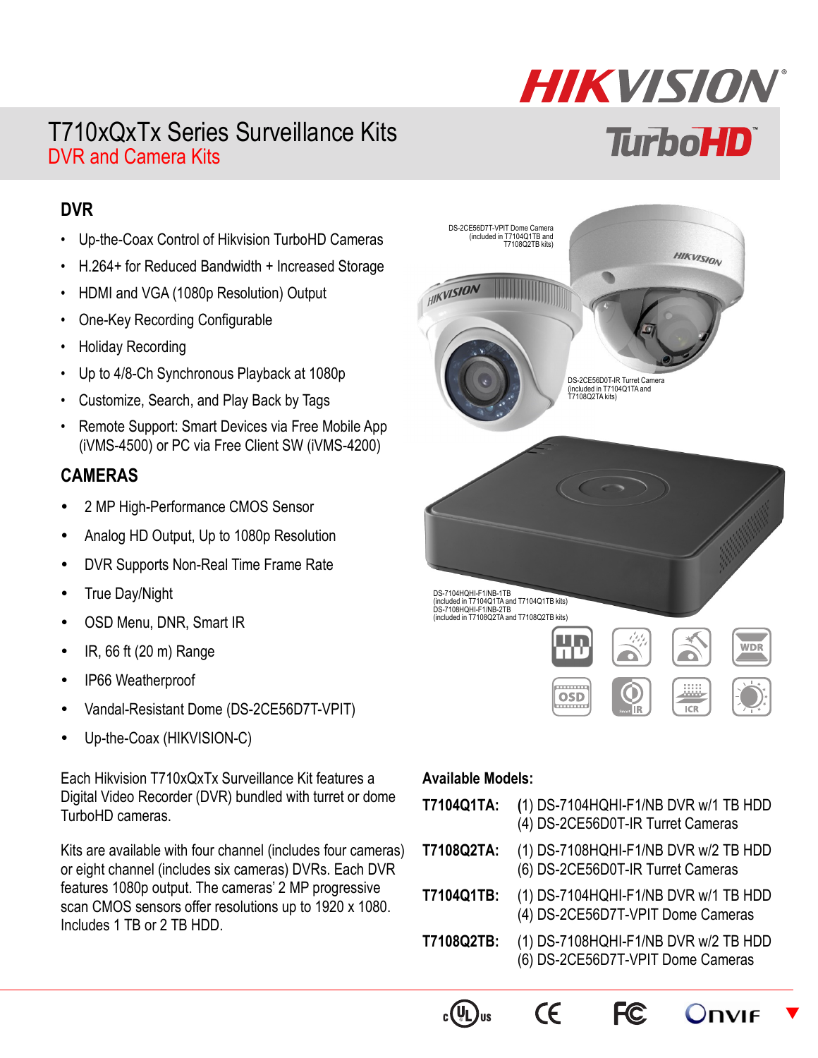# T710xQxTx Series Surveillance Kits

## DVR and Camera Kits

HIKVISION TurboHD

### DVR

- Up-the-Coax Control of Hikvision TurboHD Cameras
- H.264+ for Reduced Bandwidth + Increased Storage
- HDMI and VGA (1080p Resolution) Output
- One-Key Recording Configurable
- Holiday Recording
- Up to 4/8-Ch Synchronous Playback at 1080p
- Customize, Search, and Play Back by Tags
- Remote Support: Smart Devices via Free Mobile App (iVMS-4500) or PC via Free Client SW (iVMS-4200)

### CAMERAS

- 2 MP High-Performance CMOS Sensor
- Analog HD Output, Up to 1080p Resolution
- DVR Supports Non-Real Time Frame Rate
- True Day/Night
- OSD Menu, DNR, Smart IR
- IR, 66 ft (20 m) Range
- IP66 Weatherproof
- Vandal-Resistant Dome (DS-2CE56D7T-VPIT)
- Up-the-Coax (HIKVISION-C)

DS-2CE56D7T-VPIT Dome Camera (included in T7104Q1TB and T7108Q2TB kits)

DS-2CE56D0T-IR Turret Camera (included in T7104Q1TA and T7108Q2TA kits)

DS-7104HQHI-F1/NB-1TB (included in T7104Q1TA and T7104Q1TB kits)
DS-7108HQHI-F1/NB-2TB (included in T7108Q2TA and T7108Q2TB kits)

Each Hikvision T710xQxTx Surveillance Kit features a Digital Video Recorder (DVR) bundled with turret or dome TurboHD cameras.

Kits are available with four channel (includes four cameras) or eight channel (includes six cameras) DVRs. Each DVR features 1080p output. The cameras' 2 MP progressive scan CMOS sensors offer resolutions up to 1920 x 1080. Includes 1 TB or 2 TB HDD.

**Available Models:**

| Model | Contents |
|---|---|
| **T7104Q1TA:** | (1) DS-7104HQHI-F1/NB DVR w/1 TB HDD<br>(4) DS-2CE56D0T-IR Turret Cameras |
| **T7108Q2TA:** | (1) DS-7108HQHI-F1/NB DVR w/2 TB HDD<br>(6) DS-2CE56D0T-IR Turret Cameras |
| **T7104Q1TB:** | (1) DS-7104HQHI-F1/NB DVR w/1 TB HDD<br>(4) DS-2CE56D7T-VPIT Dome Cameras |
| **T7108Q2TB:** | (1) DS-7108HQHI-F1/NB DVR w/2 TB HDD<br>(6) DS-2CE56D7T-VPIT Dome Cameras |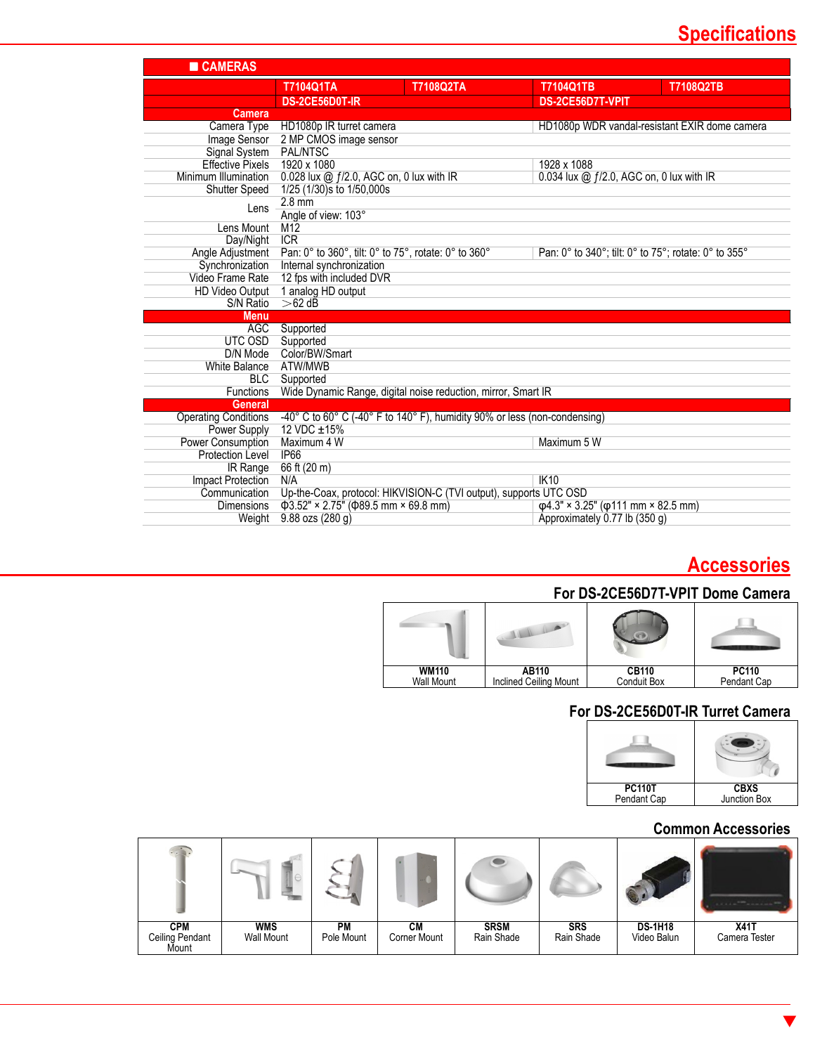# Specifications

## CAMERAS

| | T7104Q1TA | T7108Q2TA | T7104Q1TB | T7108Q2TB |
|---|---|---|---|---|
| | DS-2CE56D0T-IR | | DS-2CE56D7T-VPIT | |
| **Camera** | | | | |
| Camera Type | HD1080p IR turret camera | | HD1080p WDR vandal-resistant EXIR dome camera | |
| Image Sensor | 2 MP CMOS image sensor | | | |
| Signal System | PAL/NTSC | | | |
| Effective Pixels | 1920 x 1080 | | 1928 x 1088 | |
| Minimum Illumination | 0.028 lux @ ƒ/2.0, AGC on, 0 lux with IR | | 0.034 lux @ ƒ/2.0, AGC on, 0 lux with IR | |
| Shutter Speed | 1/25 (1/30)s to 1/50,000s | | | |
| Lens | 2.8 mm<br>Angle of view: 103° | | | |
| Lens Mount | M12 | | | |
| Day/Night | ICR | | | |
| Angle Adjustment | Pan: 0° to 360°, tilt: 0° to 75°, rotate: 0° to 360° | | Pan: 0° to 340°; tilt: 0° to 75°; rotate: 0° to 355° | |
| Synchronization | Internal synchronization | | | |
| Video Frame Rate | 12 fps with included DVR | | | |
| HD Video Output | 1 analog HD output | | | |
| S/N Ratio | >62 dB | | | |
| **Menu** | | | | |
| AGC | Supported | | | |
| UTC OSD | Supported | | | |
| D/N Mode | Color/BW/Smart | | | |
| White Balance | ATW/MWB | | | |
| BLC | Supported | | | |
| Functions | Wide Dynamic Range, digital noise reduction, mirror, Smart IR | | | |
| **General** | | | | |
| Operating Conditions | -40° C to 60° C (-40° F to 140° F), humidity 90% or less (non-condensing) | | | |
| Power Supply | 12 VDC ±15% | | | |
| Power Consumption | Maximum 4 W | | Maximum 5 W | |
| Protection Level | IP66 | | | |
| IR Range | 66 ft (20 m) | | | |
| Impact Protection | N/A | | IK10 | |
| Communication | Up-the-Coax, protocol: HIKVISION-C (TVI output), supports UTC OSD | | | |
| Dimensions | Φ3.52" × 2.75" (Φ89.5 mm × 69.8 mm) | | φ4.3" × 3.25" (φ111 mm × 82.5 mm) | |
| Weight | 9.88 ozs (280 g) | | Approximately 0.77 lb (350 g) | |

# Accessories

## For DS-2CE56D7T-VPIT Dome Camera

| WM110 | AB110 | CB110 | PC110 |
|---|---|---|---|
| Wall Mount | Inclined Ceiling Mount | Conduit Box | Pendant Cap |

## For DS-2CE56D0T-IR Turret Camera

| PC110T | CBXS |
|---|---|
| Pendant Cap | Junction Box |

## Common Accessories

| CPM | WMS | PM | CM | SRSM | SRS | DS-1H18 | X41T |
|---|---|---|---|---|---|---|---|
| Ceiling Pendant Mount | Wall Mount | Pole Mount | Corner Mount | Rain Shade | Rain Shade | Video Balun | Camera Tester |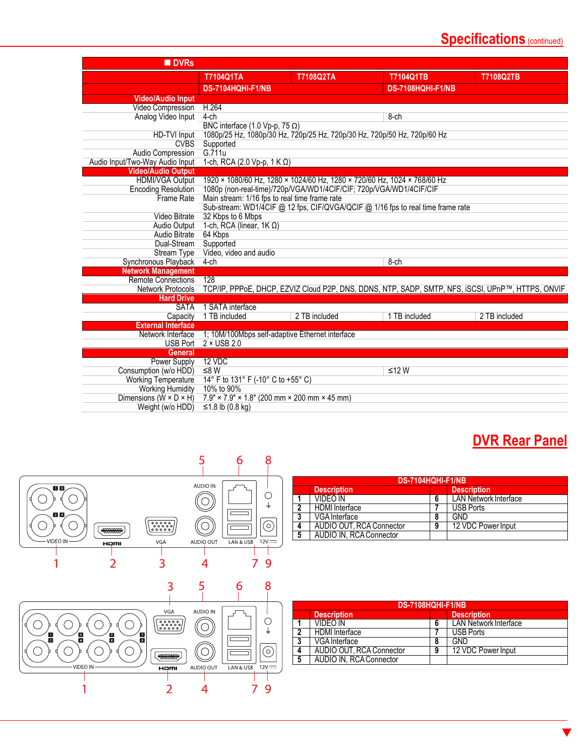# Specifications (continued)

| ■ DVRs | | | | |
|---|---|---|---|---|
| | T7104Q1TA | T7108Q2TA | T7104Q1TB | T7108Q2TB |
| | DS-7104HQHI-F1/NB | | DS-7108HQHI-F1/NB | |
| **Video/Audio Input** | | | | |
| Video Compression | H.264 | | | |
| Analog Video Input | 4-ch | | 8-ch | |
| | BNC interface (1.0 Vp-p, 75 Ω) | | | |
| HD-TVI Input | 1080p/25 Hz, 1080p/30 Hz, 720p/25 Hz, 720p/30 Hz, 720p/50 Hz, 720p/60 Hz | | | |
| CVBS | Supported | | | |
| Audio Compression | G.711u | | | |
| Audio Input/Two-Way Audio Input | 1-ch, RCA (2.0 Vp-p, 1 K Ω) | | | |
| **Video/Audio Output** | | | | |
| HDMI/VGA Output | 1920 × 1080/60 Hz, 1280 × 1024/60 Hz, 1280 × 720/60 Hz, 1024 × 768/60 Hz | | | |
| Encoding Resolution | 1080p (non-real-time)/720p/VGA/WD1/4CIF/CIF; 720p/VGA/WD1/4CIF/CIF | | | |
| Frame Rate | Main stream: 1/16 fps to real time frame rate | | | |
| | Sub-stream: WD1/4CIF @ 12 fps, CIF/QVGA/QCIF @ 1/16 fps to real time frame rate | | | |
| Video Bitrate | 32 Kbps to 6 Mbps | | | |
| Audio Output | 1-ch, RCA (linear, 1K Ω) | | | |
| Audio Bitrate | 64 Kbps | | | |
| Dual-Stream | Supported | | | |
| Stream Type | Video, video and audio | | | |
| Synchronous Playback | 4-ch | | 8-ch | |
| **Network Management** | | | | |
| Remote Connections | 128 | | | |
| Network Protocols | TCP/IP, PPPoE, DHCP, EZVIZ Cloud P2P, DNS, DDNS, NTP, SADP, SMTP, NFS, iSCSI, UPnP™, HTTPS, ONVIF | | | |
| **Hard Drive** | | | | |
| SATA | 1 SATA interface | | | |
| Capacity | 1 TB included | 2 TB included | 1 TB included | 2 TB included |
| **External Interface** | | | | |
| Network Interface | 1; 10M/100Mbps self-adaptive Ethernet interface | | | |
| USB Port | 2 × USB 2.0 | | | |
| **General** | | | | |
| Power Supply | 12 VDC | | | |
| Consumption (w/o HDD) | ≤8 W | | ≤12 W | |
| Working Temperature | 14° F to 131° F (-10° C to +55° C) | | | |
| Working Humidity | 10% to 90% | | | |
| Dimensions (W × D × H) | 7.9" × 7.9" × 1.8" (200 mm × 200 mm × 45 mm) | | | |
| Weight (w/o HDD) | ≤1.8 lb (0.8 kg) | | | |

## DVR Rear Panel

| DS-7104HQHI-F1/NB | | | |
|---|---|---|---|
| | Description | | Description |
| 1 | VIDEO IN | 6 | LAN Network Interface |
| 2 | HDMI Interface | 7 | USB Ports |
| 3 | VGA Interface | 8 | GND |
| 4 | AUDIO OUT, RCA Connector | 9 | 12 VDC Power Input |
| 5 | AUDIO IN, RCA Connector | | |

| DS-7108HQHI-F1/NB | | | |
|---|---|---|---|
| | Description | | Description |
| 1 | VIDEO IN | 6 | LAN Network Interface |
| 2 | HDMI Interface | 7 | USB Ports |
| 3 | VGA Interface | 8 | GND |
| 4 | AUDIO OUT, RCA Connector | 9 | 12 VDC Power Input |
| 5 | AUDIO IN, RCA Connector | | |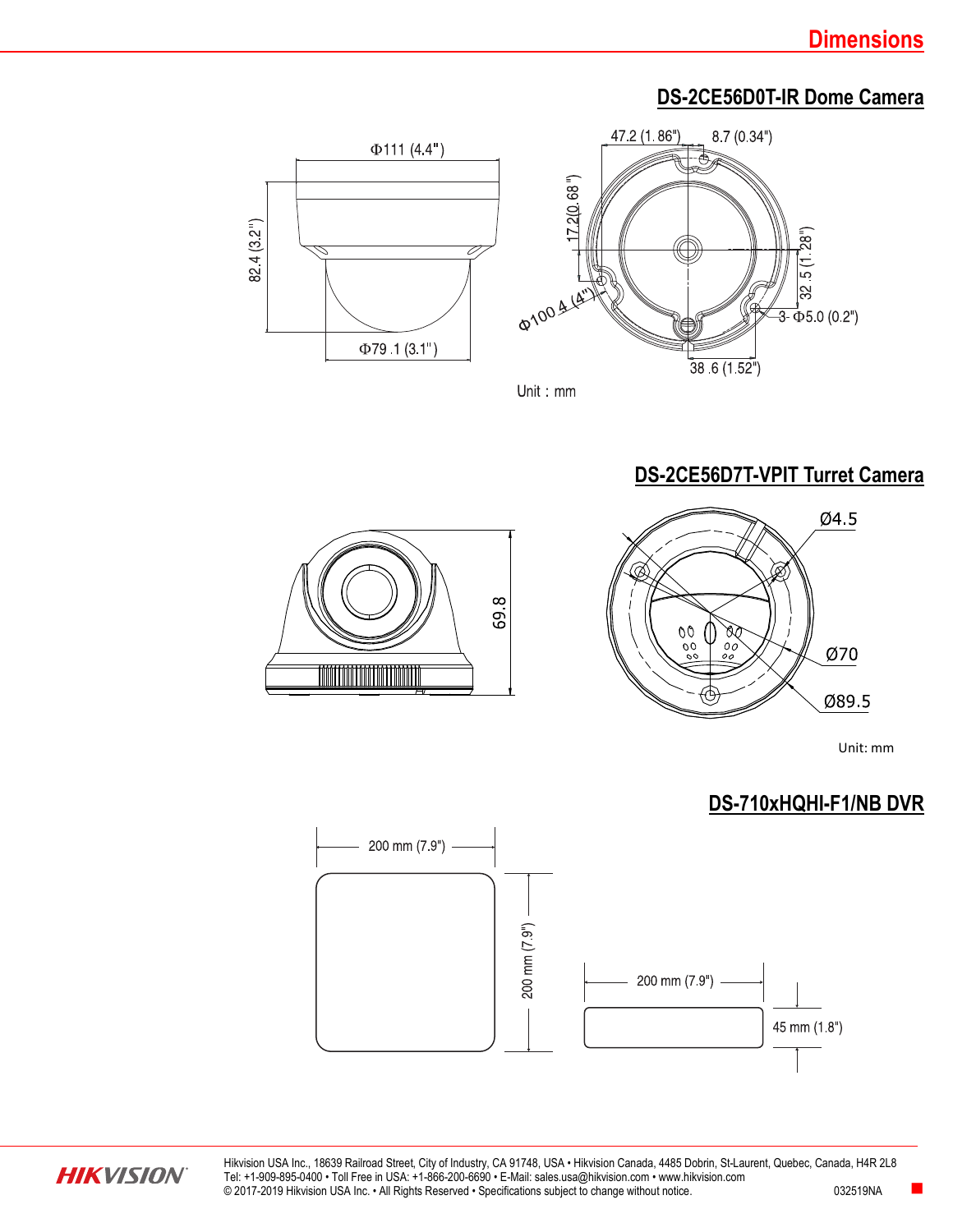# Dimensions

## DS-2CE56D0T-IR Dome Camera

Φ111 (4.4")

82.4 (3.2")

Φ79.1 (3.1")

47.2 (1.86")

8.7 (0.34")

17.2(0.68")

32.5 (1.28")

Φ100.4 (4")

3- Φ5.0 (0.2")

38.6 (1.52")

Unit：mm

## DS-2CE56D7T-VPIT Turret Camera

69.8

Ø4.5

Ø70

Ø89.5

Unit: mm

## DS-710xHQHI-F1/NB DVR

200 mm (7.9")

200 mm (7.9")

200 mm (7.9")

45 mm (1.8")

Hikvision USA Inc., 18639 Railroad Street, City of Industry, CA 91748, USA • Hikvision Canada, 4485 Dobrin, St-Laurent, Quebec, Canada, H4R 2L8
Tel: +1-909-895-0400 • Toll Free in USA: +1-866-200-6690 • E-Mail: sales.usa@hikvision.com • www.hikvision.com
© 2017-2019 Hikvision USA Inc. • All Rights Reserved • Specifications subject to change without notice. 032519NA